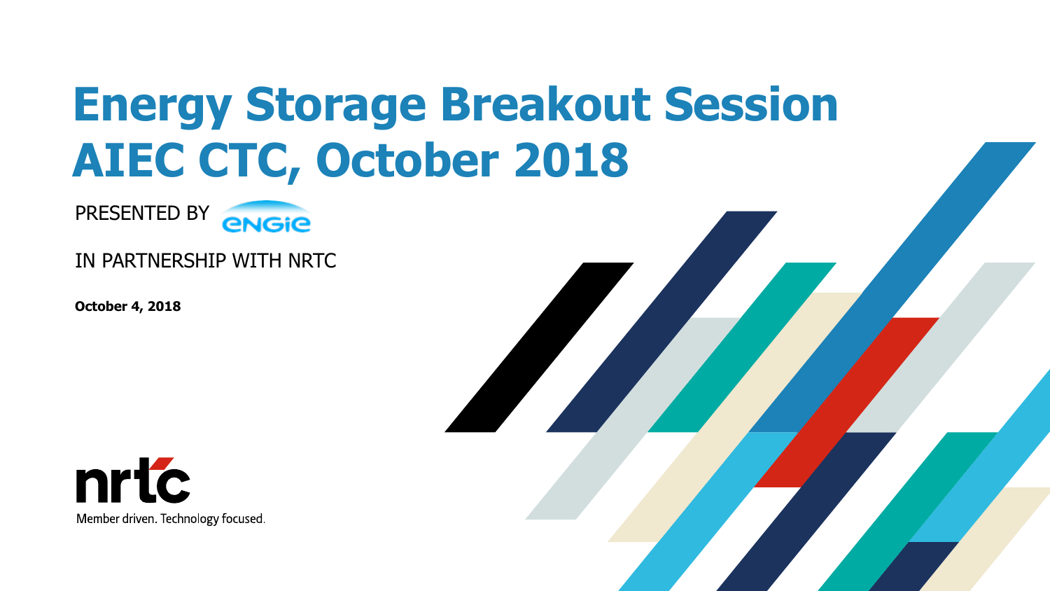# Energy Storage Breakout Session AIEC CTC, October 2018

PRESENTED BY ENGIE

IN PARTNERSHIP WITH NRTC

**October 4, 2018**

nrtc

Member driven. Technology focused.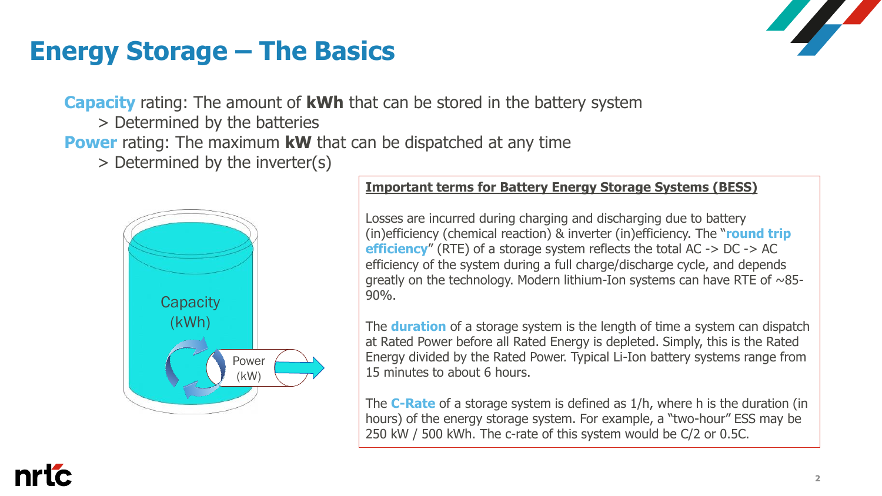# Energy Storage – The Basics

**Capacity** rating: The amount of **kWh** that can be stored in the battery system

> Determined by the batteries

**Power** rating: The maximum **kW** that can be dispatched at any time

> Determined by the inverter(s)

Capacity
(kWh)

Power
(kW)

**Important terms for Battery Energy Storage Systems (BESS)**

Losses are incurred during charging and discharging due to battery (in)efficiency (chemical reaction) & inverter (in)efficiency. The "**round trip efficiency**" (RTE) of a storage system reflects the total AC -> DC -> AC efficiency of the system during a full charge/discharge cycle, and depends greatly on the technology. Modern lithium-Ion systems can have RTE of ~85-90%.

The **duration** of a storage system is the length of time a system can dispatch at Rated Power before all Rated Energy is depleted. Simply, this is the Rated Energy divided by the Rated Power. Typical Li-Ion battery systems range from 15 minutes to about 6 hours.

The **C-Rate** of a storage system is defined as 1/h, where h is the duration (in hours) of the energy storage system. For example, a "two-hour" ESS may be 250 kW / 500 kWh. The c-rate of this system would be C/2 or 0.5C.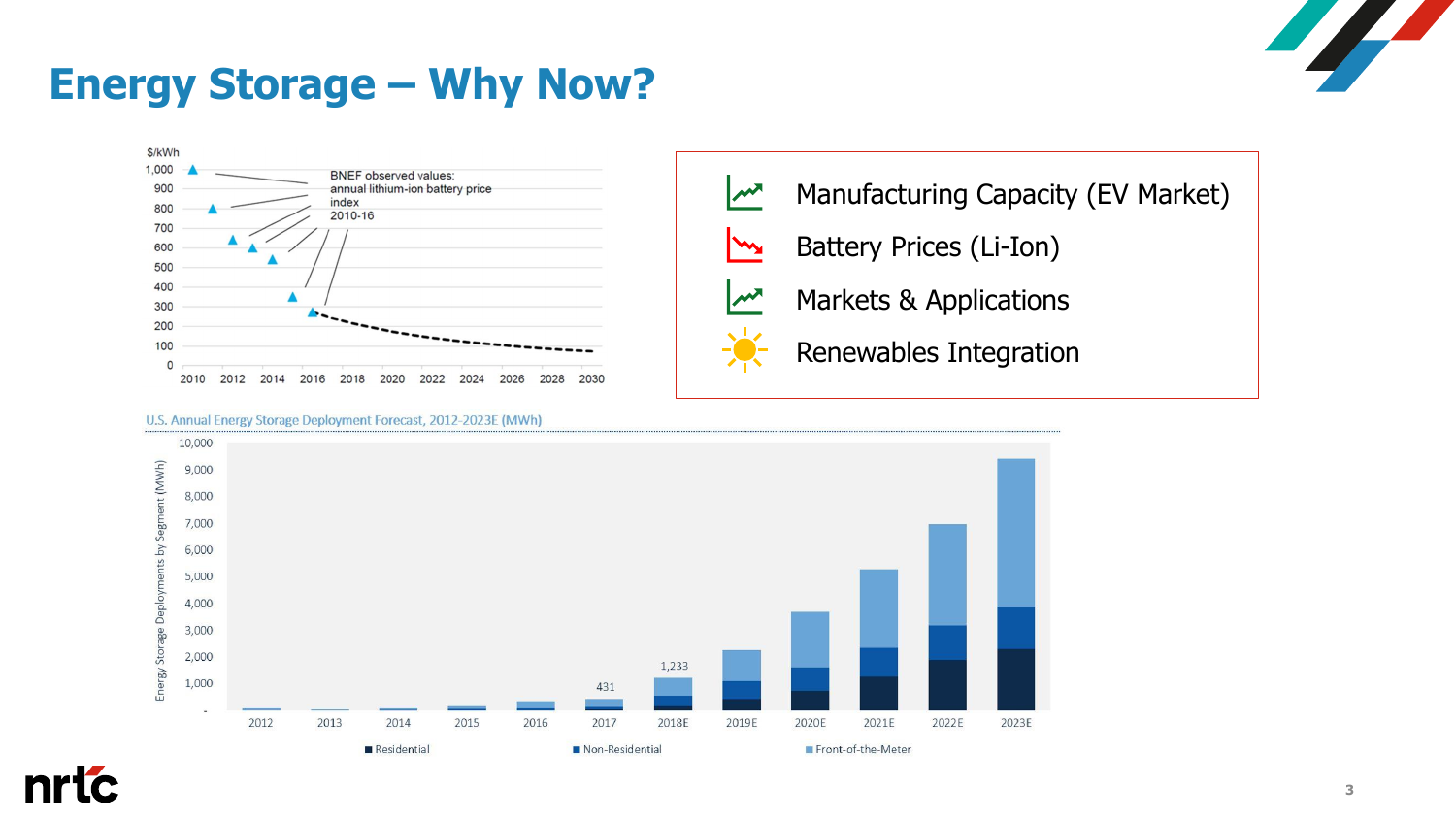# Energy Storage – Why Now?

$/kWh
1,000
900
800
700
600
500
400
300
200
100
0
2010 2012 2014 2016 2018 2020 2022 2024 2026 2028 2030

BNEF observed values: annual lithium-ion battery price index 2010-16

- Manufacturing Capacity (EV Market)
- Battery Prices (Li-Ion)
- Markets & Applications
- Renewables Integration

U.S. Annual Energy Storage Deployment Forecast, 2012-2023E (MWh)

Energy Storage Deployments by Segment (MWh)

10,000
9,000
8,000
7,000
6,000
5,000
4,000
3,000
2,000
1,000
-

431
1,233

2012 2013 2014 2015 2016 2017 2018E 2019E 2020E 2021E 2022E 2023E

Residential
Non-Residential
Front-of-the-Meter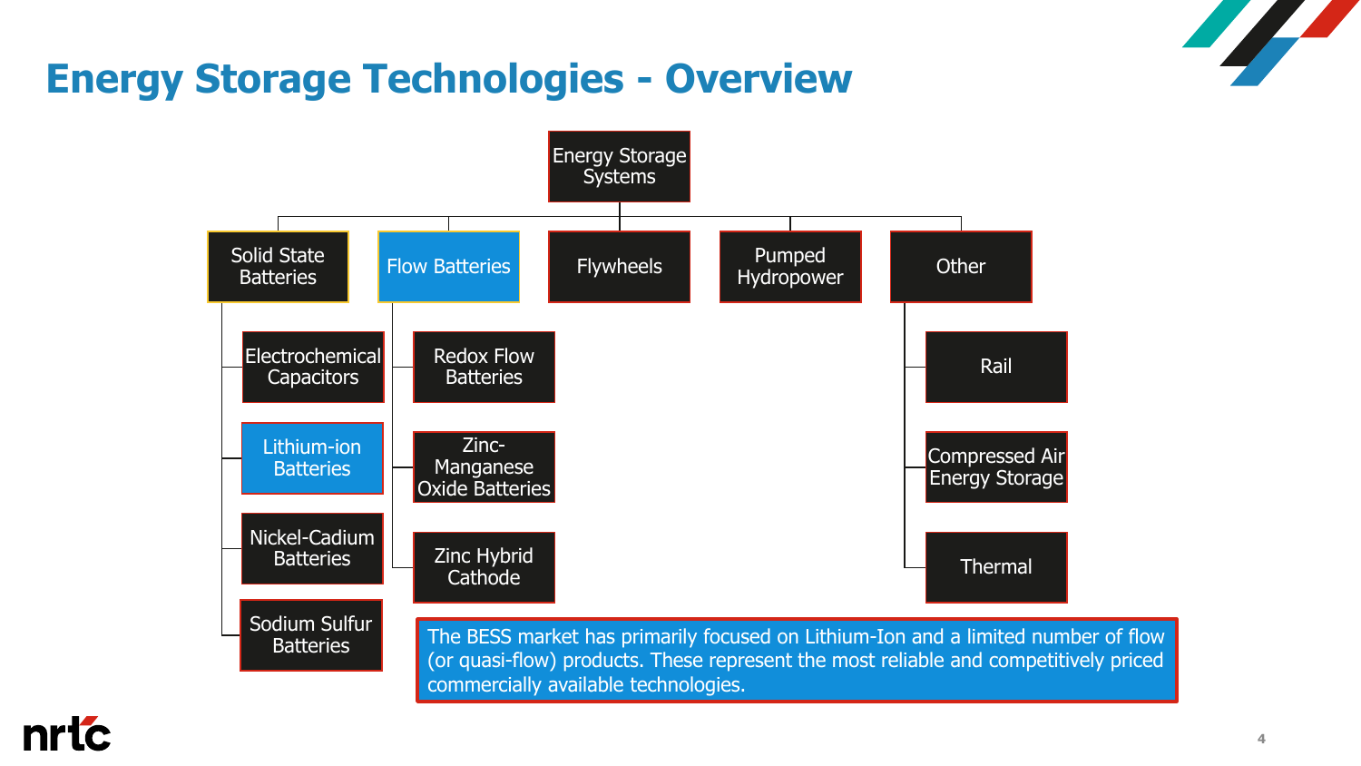# Energy Storage Technologies - Overview

- Energy Storage Systems
  - Solid State Batteries
    - Electrochemical Capacitors
    - Lithium-ion Batteries
    - Nickel-Cadium Batteries
    - Sodium Sulfur Batteries
  - Flow Batteries
    - Redox Flow Batteries
    - Zinc-Manganese Oxide Batteries
    - Zinc Hybrid Cathode
  - Flywheels
  - Pumped Hydropower
  - Other
    - Rail
    - Compressed Air Energy Storage
    - Thermal

The BESS market has primarily focused on Lithium-Ion and a limited number of flow (or quasi-flow) products. These represent the most reliable and competitively priced commercially available technologies.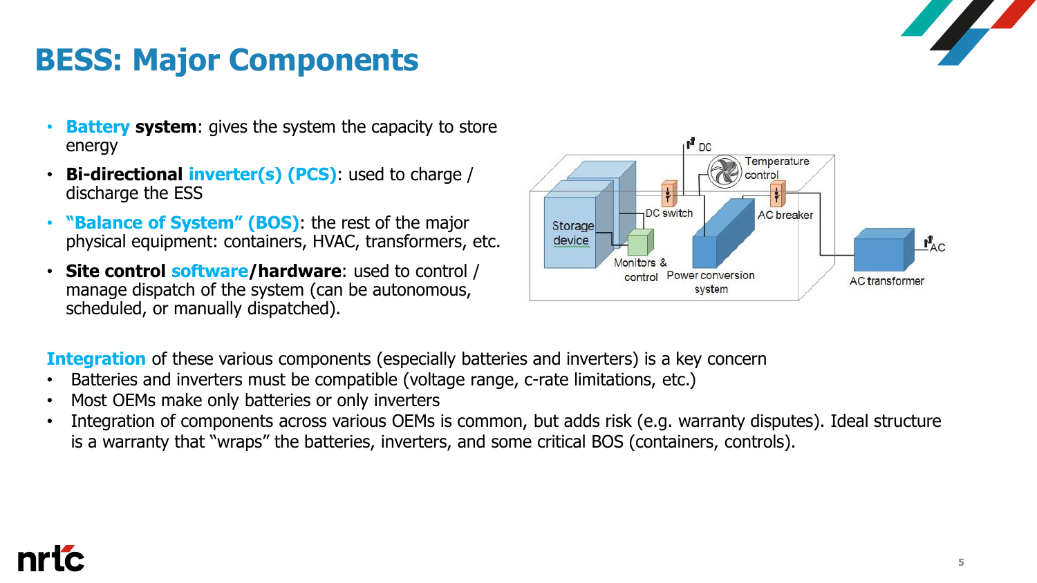# BESS: Major Components

- **Battery system**: gives the system the capacity to store energy
- **Bi-directional inverter(s) (PCS)**: used to charge / discharge the ESS
- **"Balance of System" (BOS)**: the rest of the major physical equipment: containers, HVAC, transformers, etc.
- **Site control software/hardware**: used to control / manage dispatch of the system (can be autonomous, scheduled, or manually dispatched).

DC
Temperature control
Storage device
DC switch
AC breaker
Monitors & control
Power conversion system
AC
AC transformer

**Integration** of these various components (especially batteries and inverters) is a key concern

- Batteries and inverters must be compatible (voltage range, c-rate limitations, etc.)
- Most OEMs make only batteries or only inverters
- Integration of components across various OEMs is common, but adds risk (e.g. warranty disputes). Ideal structure is a warranty that "wraps" the batteries, inverters, and some critical BOS (containers, controls).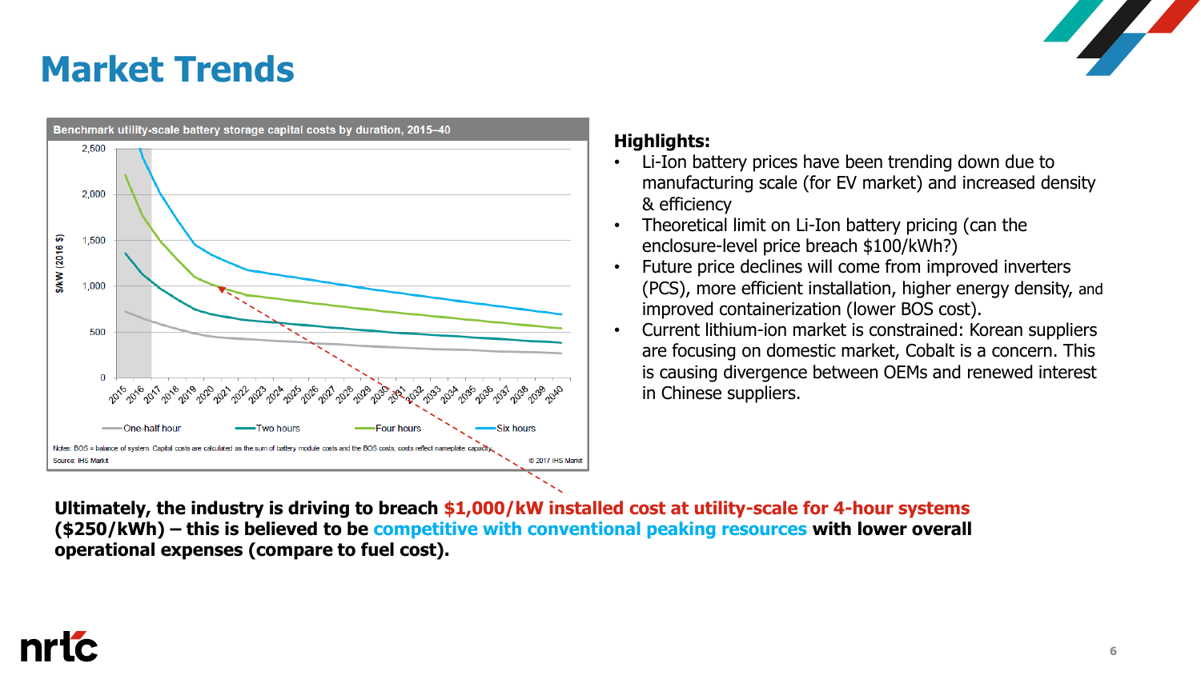# Market Trends

Benchmark utility-scale battery storage capital costs by duration, 2015–40

$/kW (2016 $)

2,500
2,000
1,500
1,000
500
0

2015 2016 2017 2018 2019 2020 2021 2022 2023 2024 2025 2026 2027 2028 2029 2030 2031 2032 2033 2034 2035 2036 2037 2038 2039 2040

One-half hour — Two hours — Four hours — Six hours

Notes: BOS = balance of system. Capital costs are calculated as the sum of battery module costs and the BOS costs; costs reflect nameplate capacity.
Source: IHS Markit

© 2017 IHS Markit

**Highlights:**

- Li-Ion battery prices have been trending down due to manufacturing scale (for EV market) and increased density & efficiency
- Theoretical limit on Li-Ion battery pricing (can the enclosure-level price breach $100/kWh?)
- Future price declines will come from improved inverters (PCS), more efficient installation, higher energy density, and improved containerization (lower BOS cost).
- Current lithium-ion market is constrained: Korean suppliers are focusing on domestic market, Cobalt is a concern. This is causing divergence between OEMs and renewed interest in Chinese suppliers.

**Ultimately, the industry is driving to breach $1,000/kW installed cost at utility-scale for 4-hour systems ($250/kWh) – this is believed to be competitive with conventional peaking resources with lower overall operational expenses (compare to fuel cost).**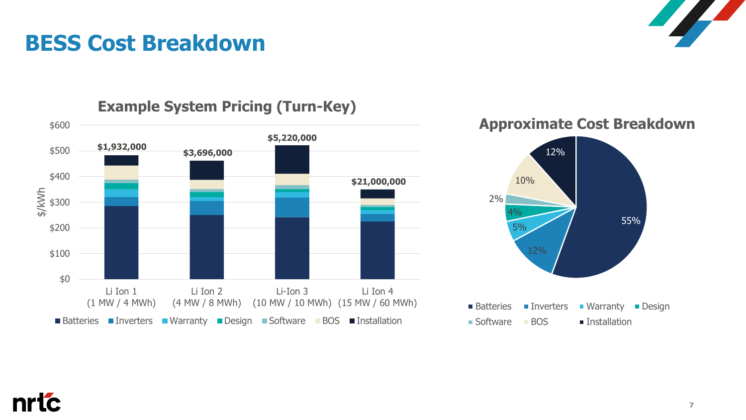# BESS Cost Breakdown

**Example System Pricing (Turn-Key)**

$/kWh

$600
$500
$400
$300
$200
$100
$0

$1,932,000
$3,696,000
$5,220,000
$21,000,000

Li Ion 1 (1 MW / 4 MWh)
Li Ion 2 (4 MW / 8 MWh)
Li-Ion 3 (10 MW / 10 MWh)
Li Ion 4 (15 MW / 60 MWh)

Batteries, Inverters, Warranty, Design, Software, BOS, Installation

**Approximate Cost Breakdown**

55%
12%
5%
4%
2%
10%
12%

Batteries, Inverters, Warranty, Design, Software, BOS, Installation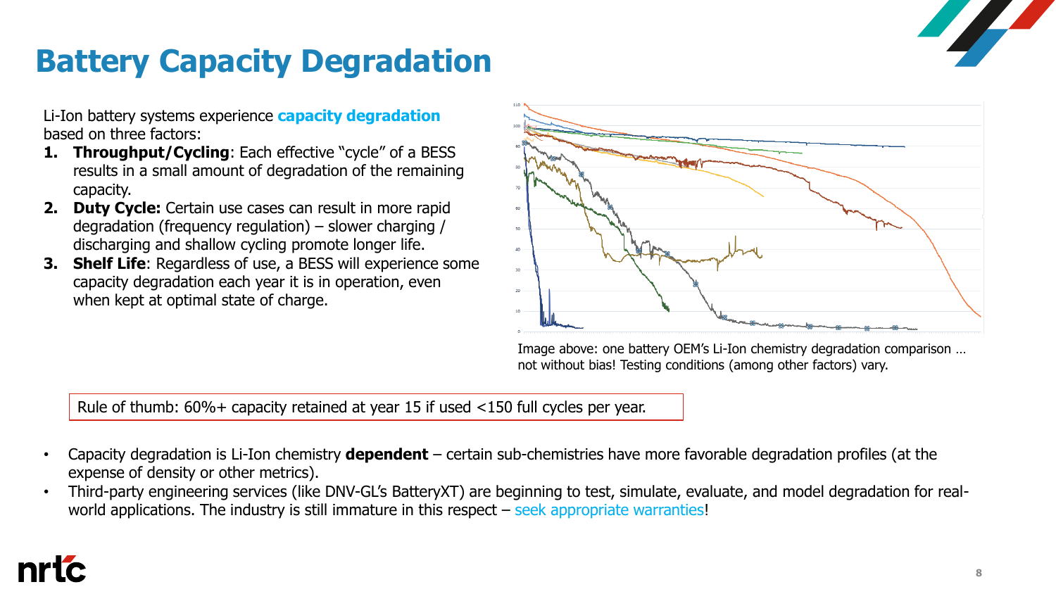# Battery Capacity Degradation

Li-Ion battery systems experience **capacity degradation** based on three factors:

1. **Throughput/Cycling**: Each effective "cycle" of a BESS results in a small amount of degradation of the remaining capacity.
2. **Duty Cycle:** Certain use cases can result in more rapid degradation (frequency regulation) – slower charging / discharging and shallow cycling promote longer life.
3. **Shelf Life**: Regardless of use, a BESS will experience some capacity degradation each year it is in operation, even when kept at optimal state of charge.

110
100
90
80
70
60
50
40
30
20
10
0

Image above: one battery OEM's Li-Ion chemistry degradation comparison … not without bias! Testing conditions (among other factors) vary.

Rule of thumb: 60%+ capacity retained at year 15 if used <150 full cycles per year.

- Capacity degradation is Li-Ion chemistry **dependent** – certain sub-chemistries have more favorable degradation profiles (at the expense of density or other metrics).
- Third-party engineering services (like DNV-GL's BatteryXT) are beginning to test, simulate, evaluate, and model degradation for real-world applications. The industry is still immature in this respect – seek appropriate warranties!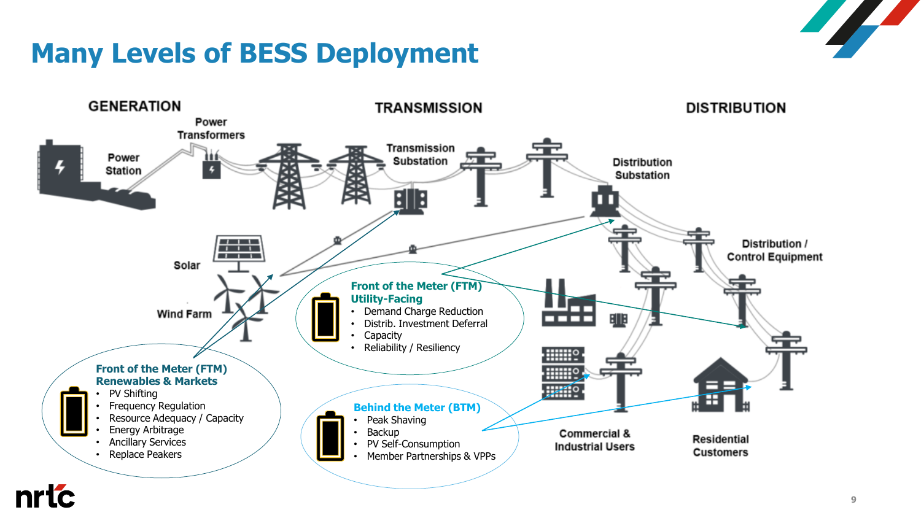# Many Levels of BESS Deployment

GENERATION

TRANSMISSION

DISTRIBUTION

Power Transformers

Power Station

Transmission Substation

Distribution Substation

Distribution / Control Equipment

Solar

Wind Farm

Commercial & Industrial Users

Residential Customers

**Front of the Meter (FTM) Renewables & Markets**

- PV Shifting
- Frequency Regulation
- Resource Adequacy / Capacity
- Energy Arbitrage
- Ancillary Services
- Replace Peakers

**Front of the Meter (FTM) Utility-Facing**

- Demand Charge Reduction
- Distrib. Investment Deferral
- Capacity
- Reliability / Resiliency

**Behind the Meter (BTM)**

- Peak Shaving
- Backup
- PV Self-Consumption
- Member Partnerships & VPPs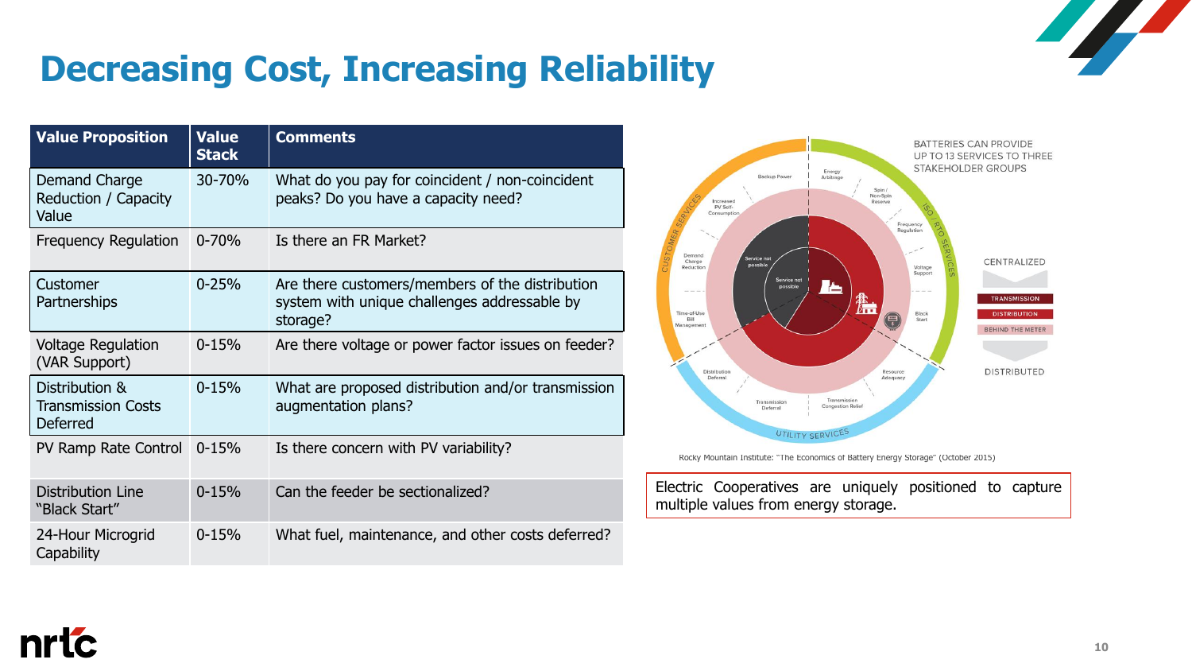# Decreasing Cost, Increasing Reliability

| Value Proposition | Value Stack | Comments |
| --- | --- | --- |
| Demand Charge Reduction / Capacity Value | 30-70% | What do you pay for coincident / non-coincident peaks? Do you have a capacity need? |
| Frequency Regulation | 0-70% | Is there an FR Market? |
| Customer Partnerships | 0-25% | Are there customers/members of the distribution system with unique challenges addressable by storage? |
| Voltage Regulation (VAR Support) | 0-15% | Are there voltage or power factor issues on feeder? |
| Distribution & Transmission Costs Deferred | 0-15% | What are proposed distribution and/or transmission augmentation plans? |
| PV Ramp Rate Control | 0-15% | Is there concern with PV variability? |
| Distribution Line "Black Start" | 0-15% | Can the feeder be sectionalized? |
| 24-Hour Microgrid Capability | 0-15% | What fuel, maintenance, and other costs deferred? |

BATTERIES CAN PROVIDE UP TO 13 SERVICES TO THREE STAKEHOLDER GROUPS

Rocky Mountain Institute: "The Economics of Battery Energy Storage" (October 2015)

Electric Cooperatives are uniquely positioned to capture multiple values from energy storage.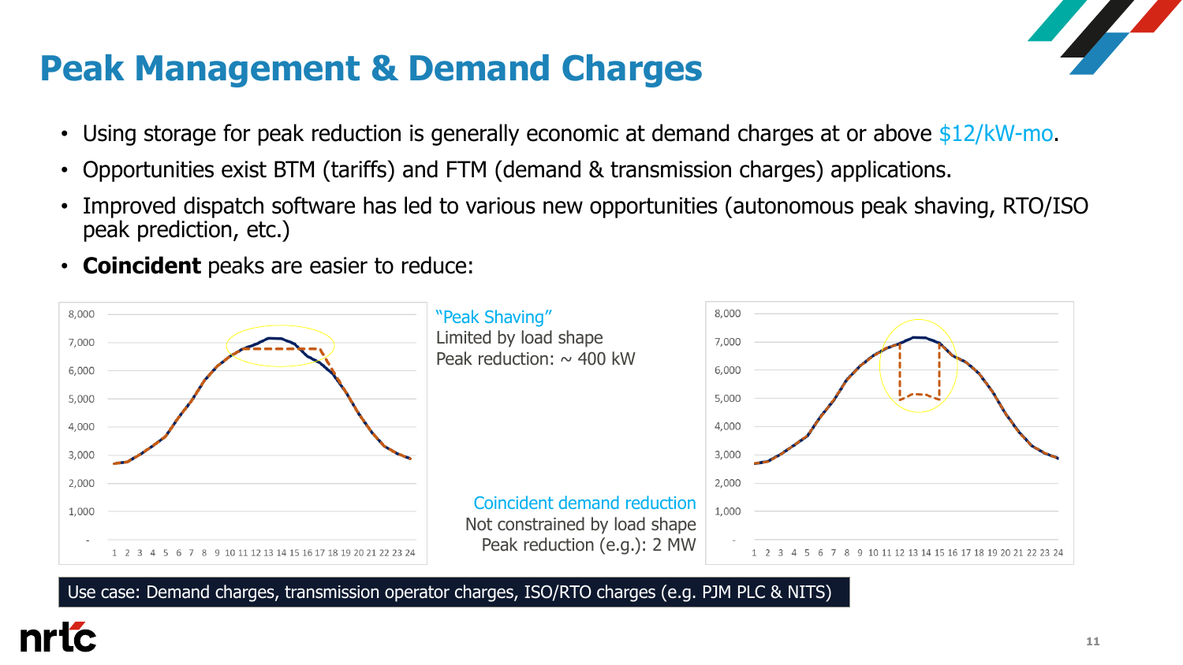# Peak Management & Demand Charges

- Using storage for peak reduction is generally economic at demand charges at or above $12/kW-mo.
- Opportunities exist BTM (tariffs) and FTM (demand & transmission charges) applications.
- Improved dispatch software has led to various new opportunities (autonomous peak shaving, RTO/ISO peak prediction, etc.)
- **Coincident** peaks are easier to reduce:

8,000
7,000
6,000
5,000
4,000
3,000
2,000
1,000
-
1 2 3 4 5 6 7 8 9 10 11 12 13 14 15 16 17 18 19 20 21 22 23 24

"Peak Shaving"
Limited by load shape
Peak reduction: ~ 400 kW

Coincident demand reduction
Not constrained by load shape
Peak reduction (e.g.): 2 MW

8,000
7,000
6,000
5,000
4,000
3,000
2,000
1,000
-
1 2 3 4 5 6 7 8 9 10 11 12 13 14 15 16 17 18 19 20 21 22 23 24

Use case: Demand charges, transmission operator charges, ISO/RTO charges (e.g. PJM PLC & NITS)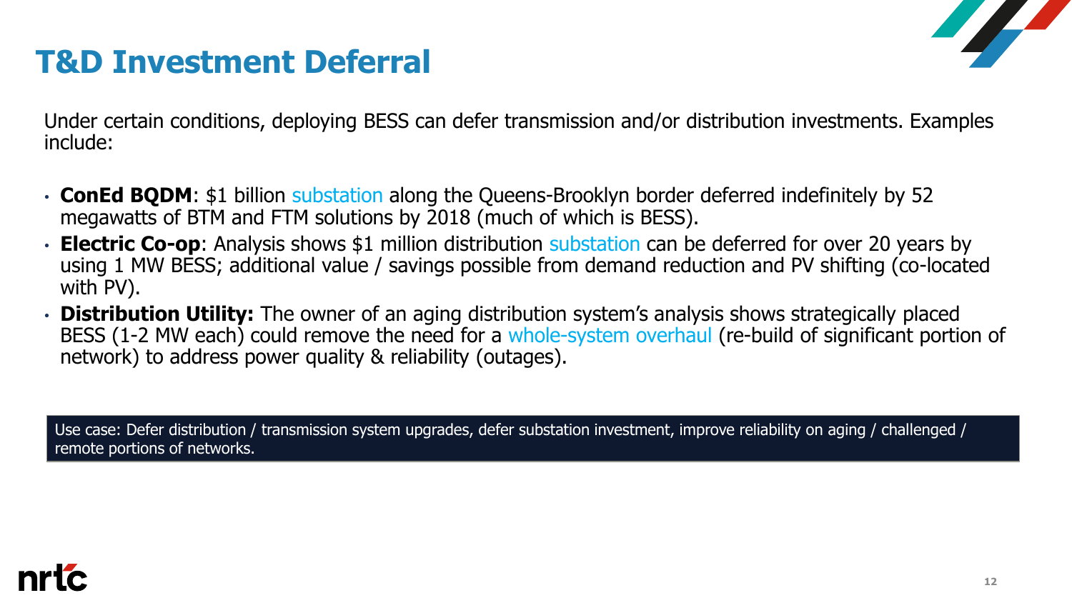# T&D Investment Deferral

Under certain conditions, deploying BESS can defer transmission and/or distribution investments. Examples include:

- **ConEd BQDM**: $1 billion substation along the Queens-Brooklyn border deferred indefinitely by 52 megawatts of BTM and FTM solutions by 2018 (much of which is BESS).
- **Electric Co-op**: Analysis shows $1 million distribution substation can be deferred for over 20 years by using 1 MW BESS; additional value / savings possible from demand reduction and PV shifting (co-located with PV).
- **Distribution Utility:** The owner of an aging distribution system's analysis shows strategically placed BESS (1-2 MW each) could remove the need for a whole-system overhaul (re-build of significant portion of network) to address power quality & reliability (outages).

Use case: Defer distribution / transmission system upgrades, defer substation investment, improve reliability on aging / challenged / remote portions of networks.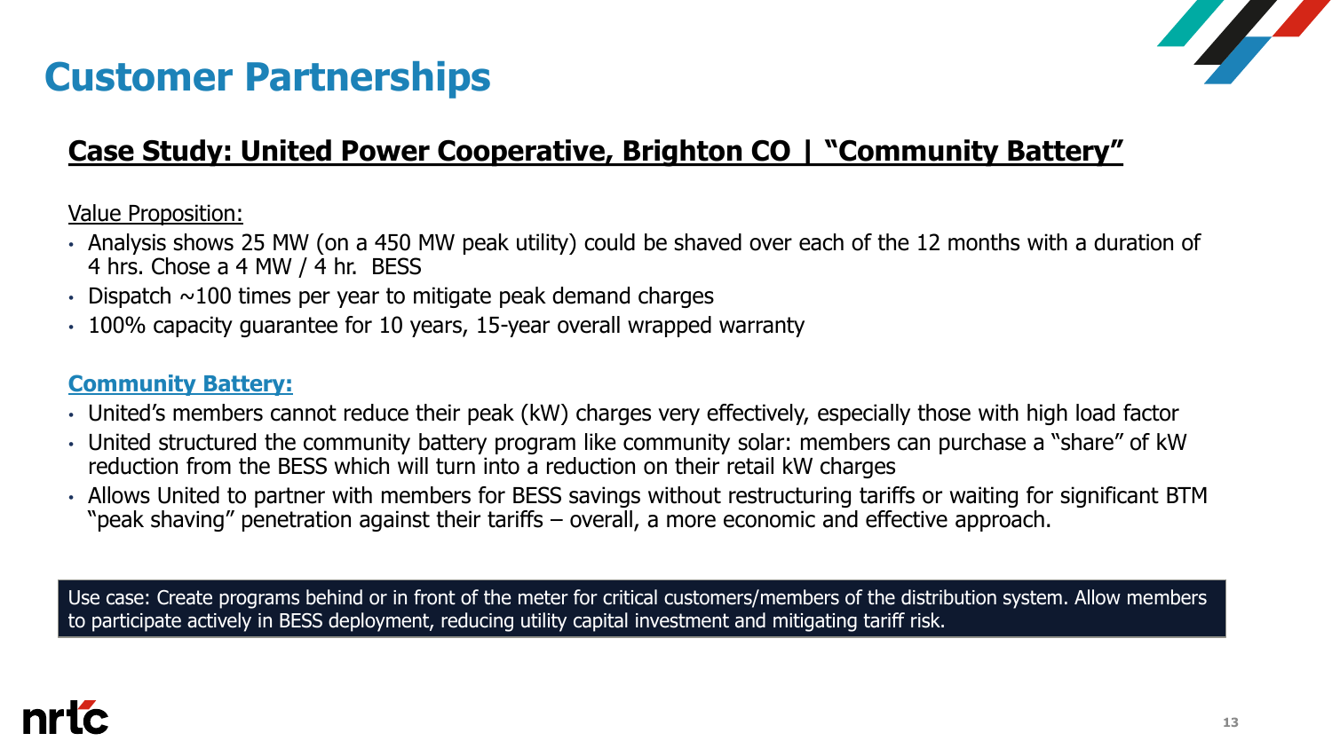# Customer Partnerships

## Case Study: United Power Cooperative, Brighton CO | "Community Battery"

Value Proposition:

- Analysis shows 25 MW (on a 450 MW peak utility) could be shaved over each of the 12 months with a duration of 4 hrs. Chose a 4 MW / 4 hr. BESS
- Dispatch ~100 times per year to mitigate peak demand charges
- 100% capacity guarantee for 10 years, 15-year overall wrapped warranty

**Community Battery:**

- United's members cannot reduce their peak (kW) charges very effectively, especially those with high load factor
- United structured the community battery program like community solar: members can purchase a "share" of kW reduction from the BESS which will turn into a reduction on their retail kW charges
- Allows United to partner with members for BESS savings without restructuring tariffs or waiting for significant BTM "peak shaving" penetration against their tariffs – overall, a more economic and effective approach.

Use case: Create programs behind or in front of the meter for critical customers/members of the distribution system. Allow members to participate actively in BESS deployment, reducing utility capital investment and mitigating tariff risk.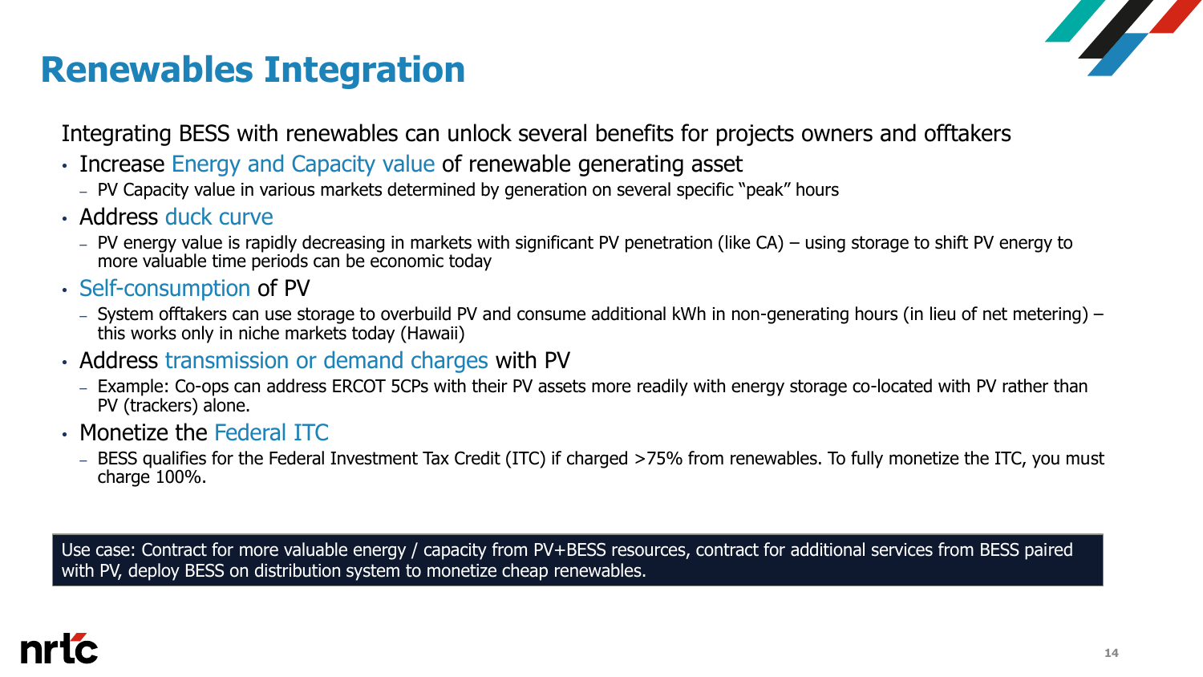# Renewables Integration

Integrating BESS with renewables can unlock several benefits for projects owners and offtakers

- Increase Energy and Capacity value of renewable generating asset
  - PV Capacity value in various markets determined by generation on several specific "peak" hours
- Address duck curve
  - PV energy value is rapidly decreasing in markets with significant PV penetration (like CA) – using storage to shift PV energy to more valuable time periods can be economic today
- Self-consumption of PV
  - System offtakers can use storage to overbuild PV and consume additional kWh in non-generating hours (in lieu of net metering) – this works only in niche markets today (Hawaii)
- Address transmission or demand charges with PV
  - Example: Co-ops can address ERCOT 5CPs with their PV assets more readily with energy storage co-located with PV rather than PV (trackers) alone.
- Monetize the Federal ITC
  - BESS qualifies for the Federal Investment Tax Credit (ITC) if charged >75% from renewables. To fully monetize the ITC, you must charge 100%.

Use case: Contract for more valuable energy / capacity from PV+BESS resources, contract for additional services from BESS paired with PV, deploy BESS on distribution system to monetize cheap renewables.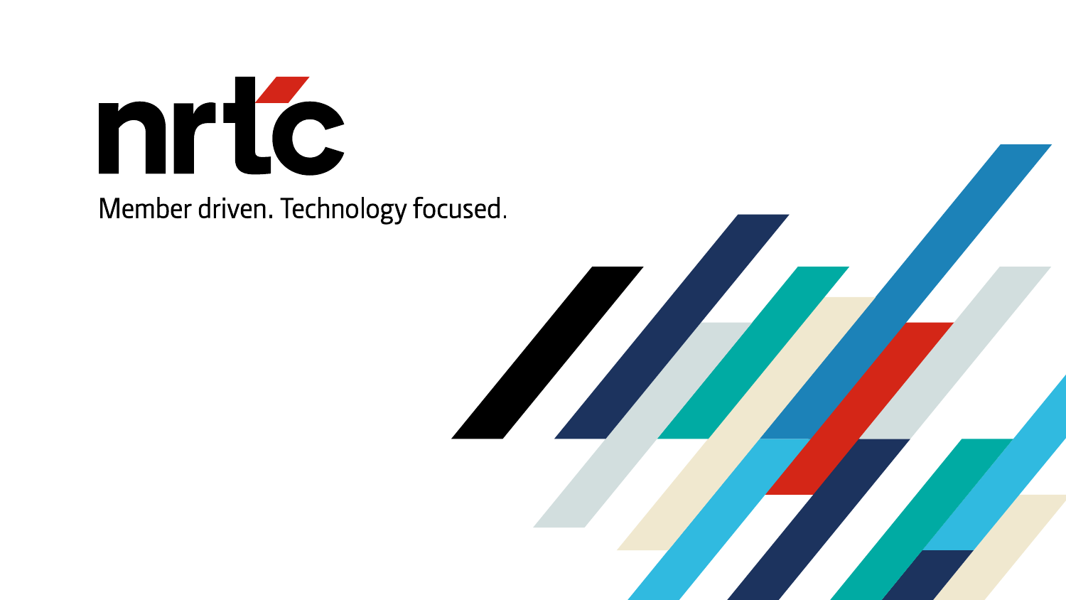nrtc

Member driven. Technology focused.